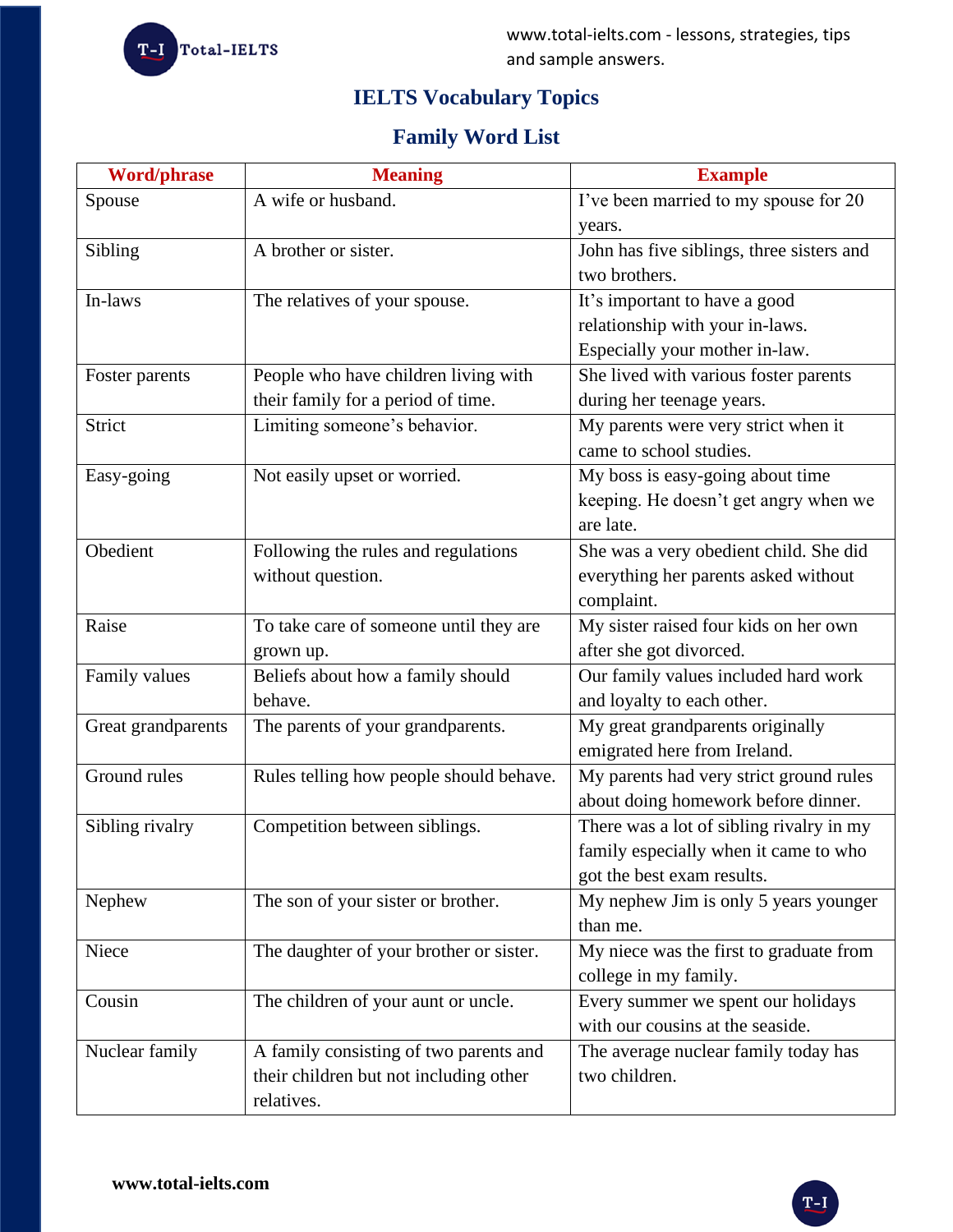# IELTS Vocabulary Topics

## Family Word List

| Word/phrase | Meaning | Example |
|---|---|---|
| Spouse | A wife or husband. | I've been married to my spouse for 20 years. |
| Sibling | A brother or sister. | John has five siblings, three sisters and two brothers. |
| In-laws | The relatives of your spouse. | It's important to have a good relationship with your in-laws. Especially your mother in-law. |
| Foster parents | People who have children living with their family for a period of time. | She lived with various foster parents during her teenage years. |
| Strict | Limiting someone's behavior. | My parents were very strict when it came to school studies. |
| Easy-going | Not easily upset or worried. | My boss is easy-going about time keeping. He doesn't get angry when we are late. |
| Obedient | Following the rules and regulations without question. | She was a very obedient child. She did everything her parents asked without complaint. |
| Raise | To take care of someone until they are grown up. | My sister raised four kids on her own after she got divorced. |
| Family values | Beliefs about how a family should behave. | Our family values included hard work and loyalty to each other. |
| Great grandparents | The parents of your grandparents. | My great grandparents originally emigrated here from Ireland. |
| Ground rules | Rules telling how people should behave. | My parents had very strict ground rules about doing homework before dinner. |
| Sibling rivalry | Competition between siblings. | There was a lot of sibling rivalry in my family especially when it came to who got the best exam results. |
| Nephew | The son of your sister or brother. | My nephew Jim is only 5 years younger than me. |
| Niece | The daughter of your brother or sister. | My niece was the first to graduate from college in my family. |
| Cousin | The children of your aunt or uncle. | Every summer we spent our holidays with our cousins at the seaside. |
| Nuclear family | A family consisting of two parents and their children but not including other relatives. | The average nuclear family today has two children. |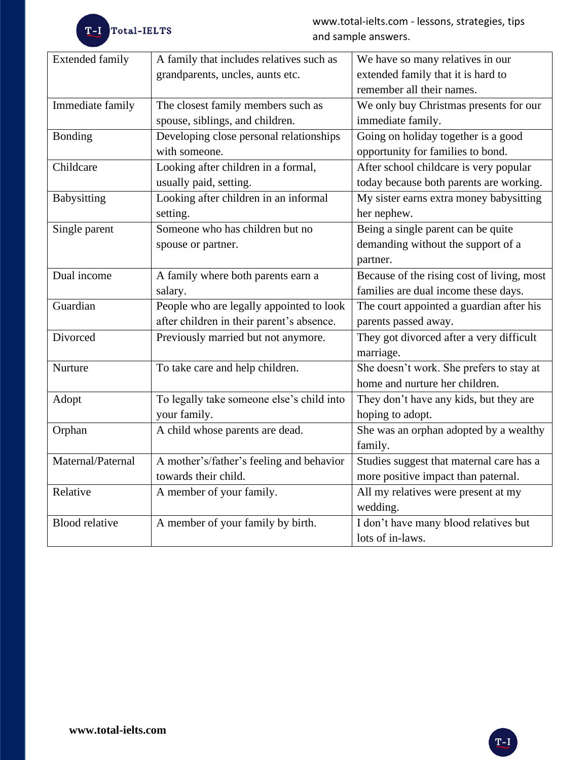| Extended family | A family that includes relatives such as grandparents, uncles, aunts etc. | We have so many relatives in our extended family that it is hard to remember all their names. |
|---|---|---|
| Immediate family | The closest family members such as spouse, siblings, and children. | We only buy Christmas presents for our immediate family. |
| Bonding | Developing close personal relationships with someone. | Going on holiday together is a good opportunity for families to bond. |
| Childcare | Looking after children in a formal, usually paid, setting. | After school childcare is very popular today because both parents are working. |
| Babysitting | Looking after children in an informal setting. | My sister earns extra money babysitting her nephew. |
| Single parent | Someone who has children but no spouse or partner. | Being a single parent can be quite demanding without the support of a partner. |
| Dual income | A family where both parents earn a salary. | Because of the rising cost of living, most families are dual income these days. |
| Guardian | People who are legally appointed to look after children in their parent's absence. | The court appointed a guardian after his parents passed away. |
| Divorced | Previously married but not anymore. | They got divorced after a very difficult marriage. |
| Nurture | To take care and help children. | She doesn't work. She prefers to stay at home and nurture her children. |
| Adopt | To legally take someone else's child into your family. | They don't have any kids, but they are hoping to adopt. |
| Orphan | A child whose parents are dead. | She was an orphan adopted by a wealthy family. |
| Maternal/Paternal | A mother's/father's feeling and behavior towards their child. | Studies suggest that maternal care has a more positive impact than paternal. |
| Relative | A member of your family. | All my relatives were present at my wedding. |
| Blood relative | A member of your family by birth. | I don't have many blood relatives but lots of in-laws. |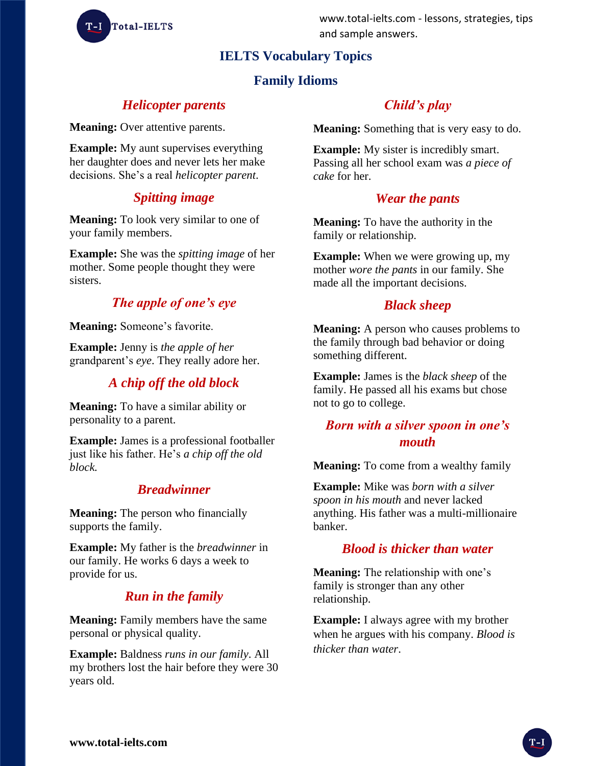# IELTS Vocabulary Topics

## Family Idioms

### *Helicopter parents*

**Meaning:** Over attentive parents.

**Example:** My aunt supervises everything her daughter does and never lets her make decisions. She's a real *helicopter parent*.

### *Spitting image*

**Meaning:** To look very similar to one of your family members.

**Example:** She was the *spitting image* of her mother. Some people thought they were sisters.

### *The apple of one's eye*

**Meaning:** Someone's favorite.

**Example:** Jenny is *the apple of her* grandparent's *eye*. They really adore her.

### *A chip off the old block*

**Meaning:** To have a similar ability or personality to a parent.

**Example:** James is a professional footballer just like his father. He's *a chip off the old block.*

### *Breadwinner*

**Meaning:** The person who financially supports the family.

**Example:** My father is the *breadwinner* in our family. He works 6 days a week to provide for us.

### *Run in the family*

**Meaning:** Family members have the same personal or physical quality.

**Example:** Baldness *runs in our family*. All my brothers lost the hair before they were 30 years old.

### *Child's play*

**Meaning:** Something that is very easy to do.

**Example:** My sister is incredibly smart. Passing all her school exam was *a piece of cake* for her.

### *Wear the pants*

**Meaning:** To have the authority in the family or relationship.

**Example:** When we were growing up, my mother *wore the pants* in our family. She made all the important decisions.

### *Black sheep*

**Meaning:** A person who causes problems to the family through bad behavior or doing something different.

**Example:** James is the *black sheep* of the family. He passed all his exams but chose not to go to college.

### *Born with a silver spoon in one's mouth*

**Meaning:** To come from a wealthy family

**Example:** Mike was *born with a silver spoon in his mouth* and never lacked anything. His father was a multi-millionaire banker.

### *Blood is thicker than water*

**Meaning:** The relationship with one's family is stronger than any other relationship.

**Example:** I always agree with my brother when he argues with his company. *Blood is thicker than water*.